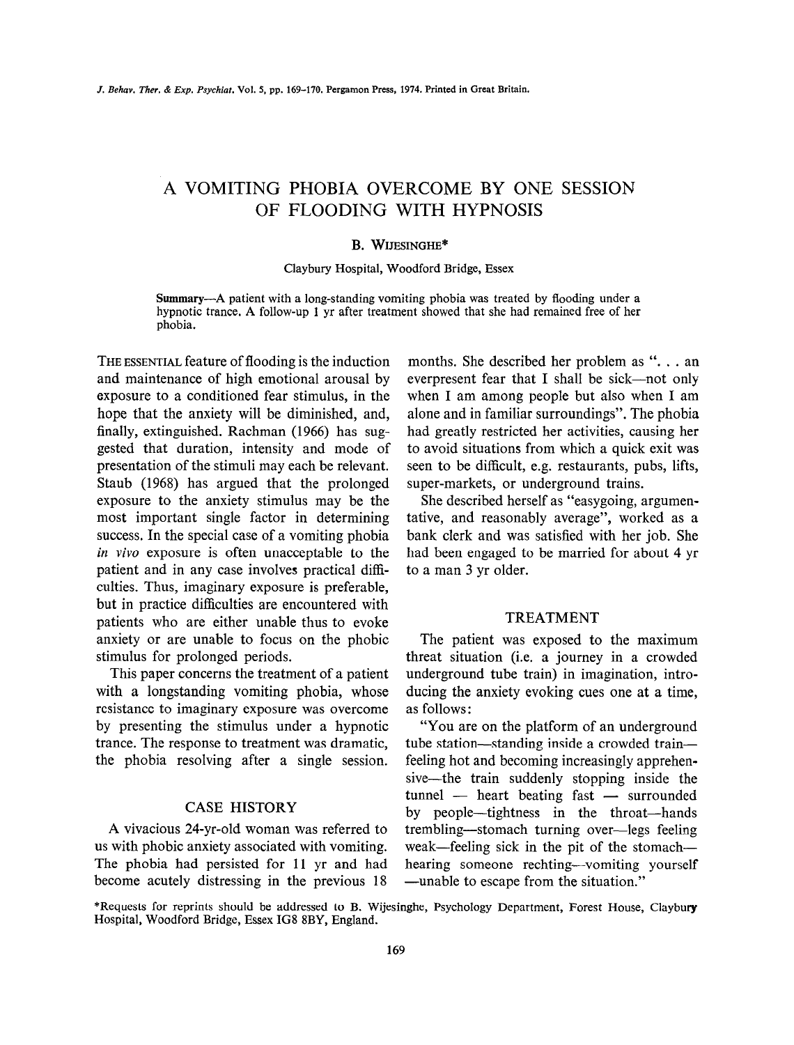# A VOMITING PHOBIA OVERCOME BY ONE SESSION OF FLOODING WITH HYPNOSIS

B. WIJESINGHE*

Claybury Hospital, Woodford Bridge, Essex

**Summary**—A patient with a long-standing vomiting phobia was treated by flooding under a hypnotic trance. A follow-up 1 yr after treatment showed that she had remained free of her phobia.

THE ESSENTIAL feature of flooding is the induction and maintenance of high emotional arousal by exposure to a conditioned fear stimulus, in the hope that the anxiety will be diminished, and, finally, extinguished. Rachman (1966) has suggested that duration, intensity and mode of presentation of the stimuli may each be relevant. Staub (1968) has argued that the prolonged exposure to the anxiety stimulus may be the most important single factor in determining success. In the special case of a vomiting phobia *in vivo* exposure is often unacceptable to the patient and in any case involves practical difficulties. Thus, imaginary exposure is preferable, but in practice difficulties are encountered with patients who are either unable thus to evoke anxiety or are unable to focus on the phobic stimulus for prolonged periods.

This paper concerns the treatment of a patient with a longstanding vomiting phobia, whose resistance to imaginary exposure was overcome by presenting the stimulus under a hypnotic trance. The response to treatment was dramatic, the phobia resolving after a single session.

## CASE HISTORY

A vivacious 24-yr-old woman was referred to us with phobic anxiety associated with vomiting. The phobia had persisted for 11 yr and had become acutely distressing in the previous 18 months. She described her problem as "... an everpresent fear that I shall be sick—not only when I am among people but also when I am alone and in familiar surroundings". The phobia had greatly restricted her activities, causing her to avoid situations from which a quick exit was seen to be difficult, e.g. restaurants, pubs, lifts, super-markets, or underground trains.

She described herself as "easygoing, argumentative, and reasonably average", worked as a bank clerk and was satisfied with her job. She had been engaged to be married for about 4 yr to a man 3 yr older.

## TREATMENT

The patient was exposed to the maximum threat situation (i.e. a journey in a crowded underground tube train) in imagination, introducing the anxiety evoking cues one at a time, as follows:

"You are on the platform of an underground tube station—standing inside a crowded train—feeling hot and becoming increasingly apprehensive—the train suddenly stopping inside the tunnel — heart beating fast — surrounded by people—tightness in the throat—hands trembling—stomach turning over—legs feeling weak—feeling sick in the pit of the stomach—hearing someone rechting—vomiting yourself—unable to escape from the situation."

*Requests for reprints should be addressed to B. Wijesinghe, Psychology Department, Forest House, Claybury Hospital, Woodford Bridge, Essex IG8 8BY, England.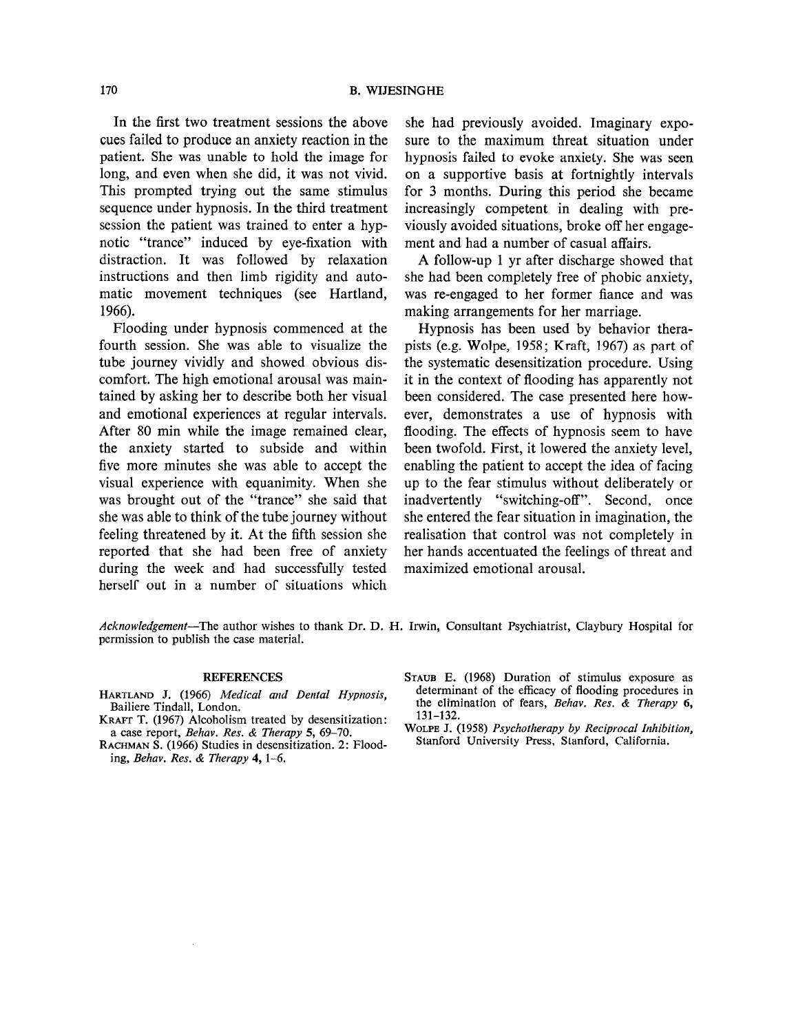In the first two treatment sessions the above cues failed to produce an anxiety reaction in the patient. She was unable to hold the image for long, and even when she did, it was not vivid. This prompted trying out the same stimulus sequence under hypnosis. In the third treatment session the patient was trained to enter a hypnotic "trance" induced by eye-fixation with distraction. It was followed by relaxation instructions and then limb rigidity and automatic movement techniques (see Hartland, 1966).

Flooding under hypnosis commenced at the fourth session. She was able to visualize the tube journey vividly and showed obvious discomfort. The high emotional arousal was maintained by asking her to describe both her visual and emotional experiences at regular intervals. After 80 min while the image remained clear, the anxiety started to subside and within five more minutes she was able to accept the visual experience with equanimity. When she was brought out of the "trance" she said that she was able to think of the tube journey without feeling threatened by it. At the fifth session she reported that she had been free of anxiety during the week and had successfully tested herself out in a number of situations which she had previously avoided. Imaginary exposure to the maximum threat situation under hypnosis failed to evoke anxiety. She was seen on a supportive basis at fortnightly intervals for 3 months. During this period she became increasingly competent in dealing with previously avoided situations, broke off her engagement and had a number of casual affairs.

A follow-up 1 yr after discharge showed that she had been completely free of phobic anxiety, was re-engaged to her former fiance and was making arrangements for her marriage.

Hypnosis has been used by behavior therapists (e.g. Wolpe, 1958; Kraft, 1967) as part of the systematic desensitization procedure. Using it in the context of flooding has apparently not been considered. The case presented here however, demonstrates a use of hypnosis with flooding. The effects of hypnosis seem to have been twofold. First, it lowered the anxiety level, enabling the patient to accept the idea of facing up to the fear stimulus without deliberately or inadvertently "switching-off". Second, once she entered the fear situation in imagination, the realisation that control was not completely in her hands accentuated the feelings of threat and maximized emotional arousal.

*Acknowledgement*—The author wishes to thank Dr. D. H. Irwin, Consultant Psychiatrist, Claybury Hospital for permission to publish the case material.

## REFERENCES

Hartland J. (1966) *Medical and Dental Hypnosis*, Bailiere Tindall, London.

Kraft T. (1967) Alcoholism treated by desensitization: a case report, *Behav. Res. & Therapy* **5**, 69–70.

Rachman S. (1966) Studies in desensitization. 2: Flooding, *Behav. Res. & Therapy* **4**, 1–6.

Staub E. (1968) Duration of stimulus exposure as determinant of the efficacy of flooding procedures in the elimination of fears, *Behav. Res. & Therapy* **6**, 131–132.

Wolpe J. (1958) *Psychotherapy by Reciprocal Inhibition*, Stanford University Press, Stanford, California.